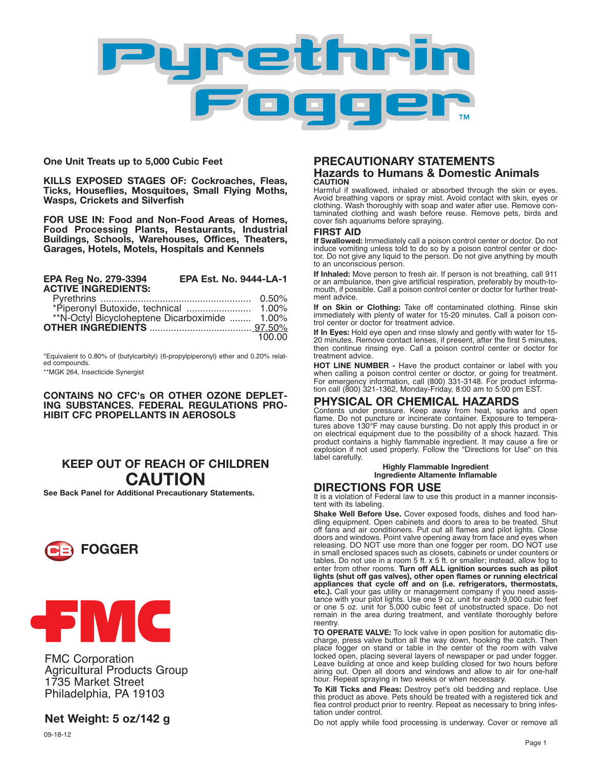# Pyrethrin Fogger™

**One Unit Treats up to 5,000 Cubic Feet**

**KILLS EXPOSED STAGES OF: Cockroaches, Fleas, Ticks, Houseflies, Mosquitoes, Small Flying Moths, Wasps, Crickets and Silverfish**

**FOR USE IN: Food and Non-Food Areas of Homes, Food Processing Plants, Restaurants, Industrial Buildings, Schools, Warehouses, Offices, Theaters, Garages, Hotels, Motels, Hospitals and Kennels**

**EPA Reg No. 279-3394** **EPA Est. No. 9444-LA-1**

**ACTIVE INGREDIENTS:**

| | |
|---|---|
| Pyrethrins | 0.50% |
| *Piperonyl Butoxide, technical | 1.00% |
| **N-Octyl Bicycloheptene Dicarboximide | 1.00% |
| **OTHER INGREDIENTS** | 97.50% |
| | 100.00 |

*Equivalent to 0.80% of (butylcarbityl) (6-propylpiperonyl) ether and 0.20% related compounds.

**MGK 264, Insecticide Synergist

**CONTAINS NO CFC's OR OTHER OZONE DEPLETING SUBSTANCES. FEDERAL REGULATIONS PROHIBIT CFC PROPELLANTS IN AEROSOLS**

**KEEP OUT OF REACH OF CHILDREN**

**CAUTION**

**See Back Panel for Additional Precautionary Statements.**

**CB FOGGER**

FMC

FMC Corporation
Agricultural Products Group
1735 Market Street
Philadelphia, PA 19103

**Net Weight: 5 oz/142 g**

09-18-12

## PRECAUTIONARY STATEMENTS

### Hazards to Humans & Domestic Animals

**CAUTION**

Harmful if swallowed, inhaled or absorbed through the skin or eyes. Avoid breathing vapors or spray mist. Avoid contact with skin, eyes or clothing. Wash thoroughly with soap and water after use. Remove contaminated clothing and wash before reuse. Remove pets, birds and cover fish aquariums before spraying.

## FIRST AID

**If Swallowed:** Immediately call a poison control center or doctor. Do not induce vomiting unless told to do so by a poison control center or doctor. Do not give any liquid to the person. Do not give anything by mouth to an unconscious person.

**If Inhaled:** Move person to fresh air. If person is not breathing, call 911 or an ambulance, then give artificial respiration, preferably by mouth-to-mouth, if possible. Call a poison control center or doctor for further treatment advice.

**If on Skin or Clothing:** Take off contaminated clothing. Rinse skin immediately with plenty of water for 15-20 minutes. Call a poison control center or doctor for treatment advice.

**If In Eyes:** Hold eye open and rinse slowly and gently with water for 15-20 minutes. Remove contact lenses, if present, after the first 5 minutes, then continue rinsing eye. Call a poison control center or doctor for treatment advice.

**HOT LINE NUMBER -** Have the product container or label with you when calling a poison control center or doctor, or going for treatment. For emergency information, call (800) 331-3148. For product information call (800) 321-1362, Monday-Friday, 8:00 am to 5:00 pm EST.

## PHYSICAL OR CHEMICAL HAZARDS

Contents under pressure. Keep away from heat, sparks and open flame. Do not puncture or incinerate container. Exposure to temperatures above 130°F may cause bursting. Do not apply this product in or on electrical equipment due to the possibility of a shock hazard. This product contains a highly flammable ingredient. It may cause a fire or explosion if not used properly. Follow the "Directions for Use" on this label carefully.

**Highly Flammable Ingredient**
**Ingrediente Altamente Inflamable**

## DIRECTIONS FOR USE

It is a violation of Federal law to use this product in a manner inconsistent with its labeling.

**Shake Well Before Use.** Cover exposed foods, dishes and food handling equipment. Open cabinets and doors to area to be treated. Shut off fans and air conditioners. Put out all flames and pilot lights. Close doors and windows. Point valve opening away from face and eyes when releasing. DO NOT use more than one fogger per room. DO NOT use in small enclosed spaces such as closets, cabinets or under counters or tables. Do not use in a room 5 ft. x 5 ft. or smaller; instead, allow fog to enter from other rooms. **Turn off ALL ignition sources such as pilot lights (shut off gas valves), other open flames or running electrical appliances that cycle off and on (i.e. refrigerators, thermostats, etc.).** Call your gas utility or management company if you need assistance with your pilot lights. Use one 9 oz. unit for each 9,000 cubic feet or one 5 oz. unit for 5,000 cubic feet of unobstructed space. Do not remain in the area during treatment, and ventilate thoroughly before reentry.

**TO OPERATE VALVE:** To lock valve in open position for automatic discharge, press valve button all the way down, hooking the catch. Then place fogger on stand or table in the center of the room with valve locked open, placing several layers of newspaper or pad under fogger. Leave building at once and keep building closed for two hours before airing out. Open all doors and windows and allow to air for one-half hour. Repeat spraying in two weeks or when necessary.

**To Kill Ticks and Fleas:** Destroy pet's old bedding and replace. Use this product as above. Pets should be treated with a registered tick and flea control product prior to reentry. Repeat as necessary to bring infestation under control.

Do not apply while food processing is underway. Cover or remove all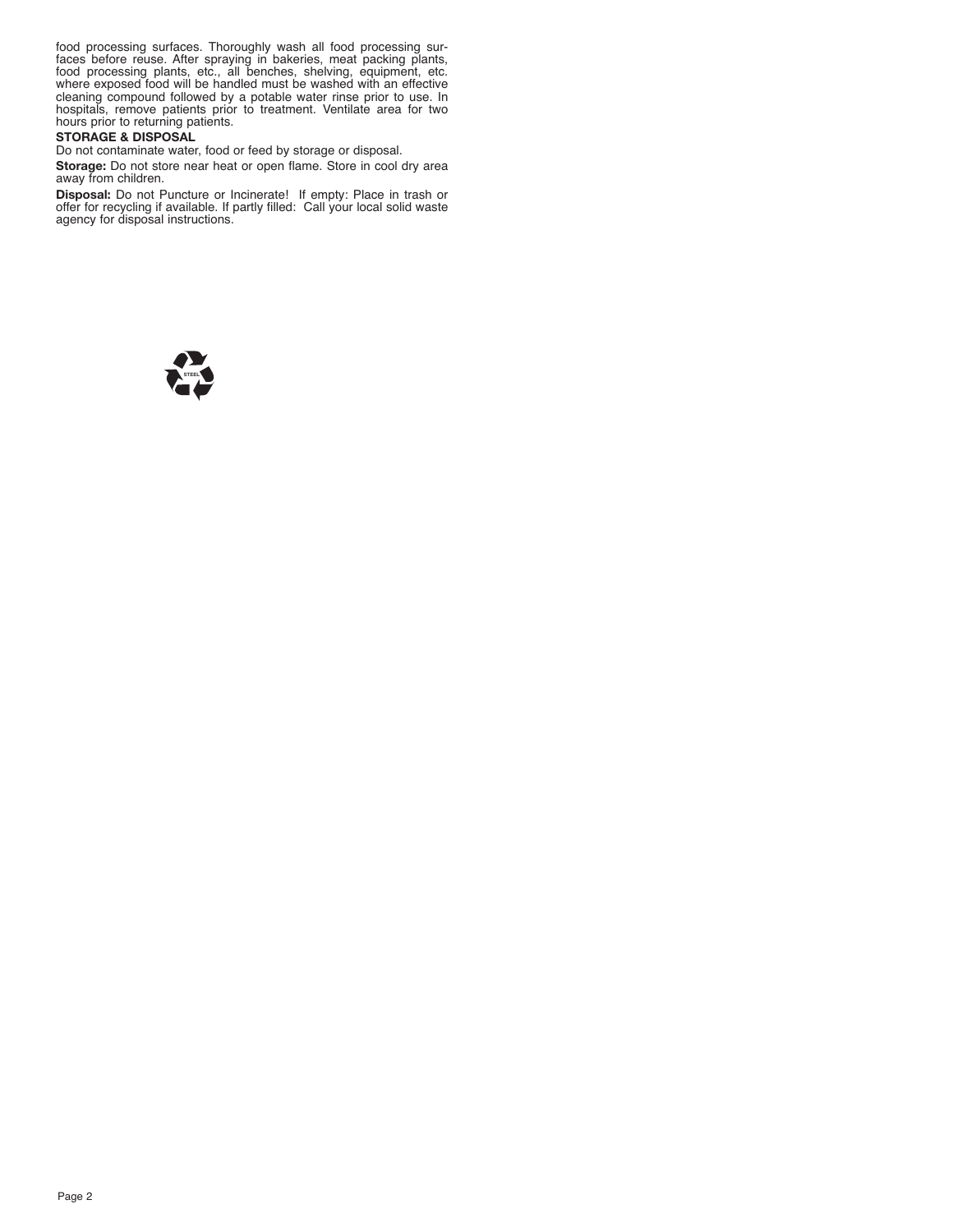food processing surfaces. Thoroughly wash all food processing surfaces before reuse. After spraying in bakeries, meat packing plants, food processing plants, etc., all benches, shelving, equipment, etc. where exposed food will be handled must be washed with an effective cleaning compound followed by a potable water rinse prior to use. In hospitals, remove patients prior to treatment. Ventilate area for two hours prior to returning patients.

**STORAGE & DISPOSAL**

Do not contaminate water, food or feed by storage or disposal.

**Storage:** Do not store near heat or open flame. Store in cool dry area away from children.

**Disposal:** Do not Puncture or Incinerate! If empty: Place in trash or offer for recycling if available. If partly filled: Call your local solid waste agency for disposal instructions.

STEEL